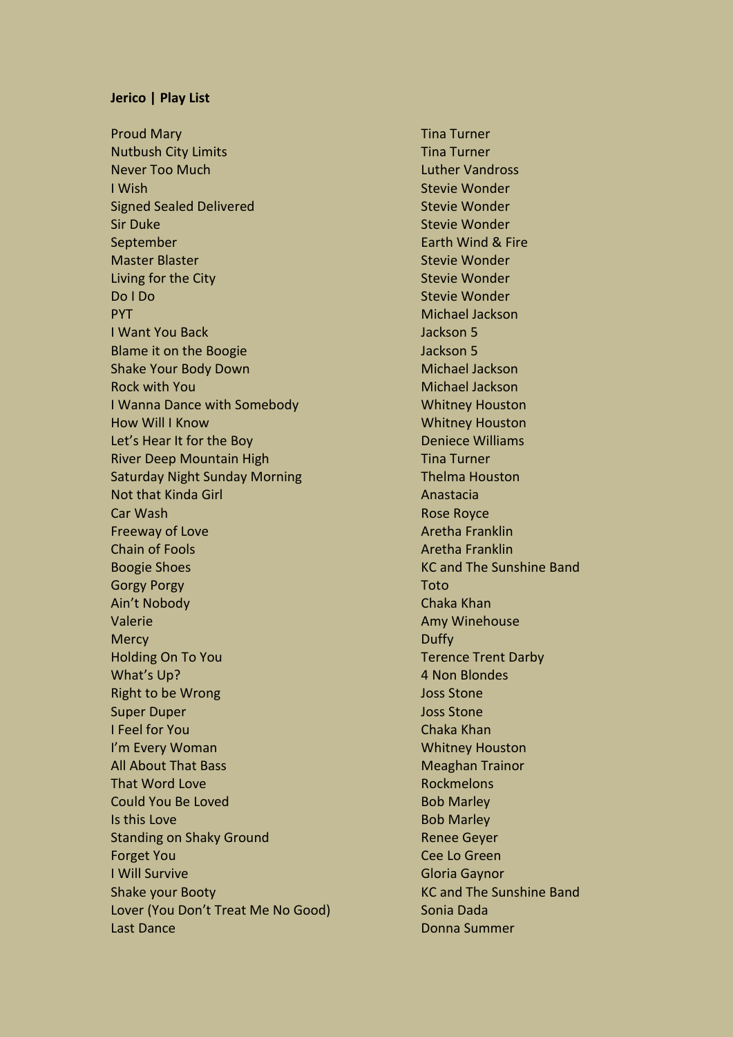**Jerico | Play List**

| Song | Artist |
| --- | --- |
| Proud Mary | Tina Turner |
| Nutbush City Limits | Tina Turner |
| Never Too Much | Luther Vandross |
| I Wish | Stevie Wonder |
| Signed Sealed Delivered | Stevie Wonder |
| Sir Duke | Stevie Wonder |
| September | Earth Wind & Fire |
| Master Blaster | Stevie Wonder |
| Living for the City | Stevie Wonder |
| Do I Do | Stevie Wonder |
| PYT | Michael Jackson |
| I Want You Back | Jackson 5 |
| Blame it on the Boogie | Jackson 5 |
| Shake Your Body Down | Michael Jackson |
| Rock with You | Michael Jackson |
| I Wanna Dance with Somebody | Whitney Houston |
| How Will I Know | Whitney Houston |
| Let's Hear It for the Boy | Deniece Williams |
| River Deep Mountain High | Tina Turner |
| Saturday Night Sunday Morning | Thelma Houston |
| Not that Kinda Girl | Anastacia |
| Car Wash | Rose Royce |
| Freeway of Love | Aretha Franklin |
| Chain of Fools | Aretha Franklin |
| Boogie Shoes | KC and The Sunshine Band |
| Gorgy Porgy | Toto |
| Ain't Nobody | Chaka Khan |
| Valerie | Amy Winehouse |
| Mercy | Duffy |
| Holding On To You | Terence Trent Darby |
| What's Up? | 4 Non Blondes |
| Right to be Wrong | Joss Stone |
| Super Duper | Joss Stone |
| I Feel for You | Chaka Khan |
| I'm Every Woman | Whitney Houston |
| All About That Bass | Meaghan Trainor |
| That Word Love | Rockmelons |
| Could You Be Loved | Bob Marley |
| Is this Love | Bob Marley |
| Standing on Shaky Ground | Renee Geyer |
| Forget You | Cee Lo Green |
| I Will Survive | Gloria Gaynor |
| Shake your Booty | KC and The Sunshine Band |
| Lover (You Don't Treat Me No Good) | Sonia Dada |
| Last Dance | Donna Summer |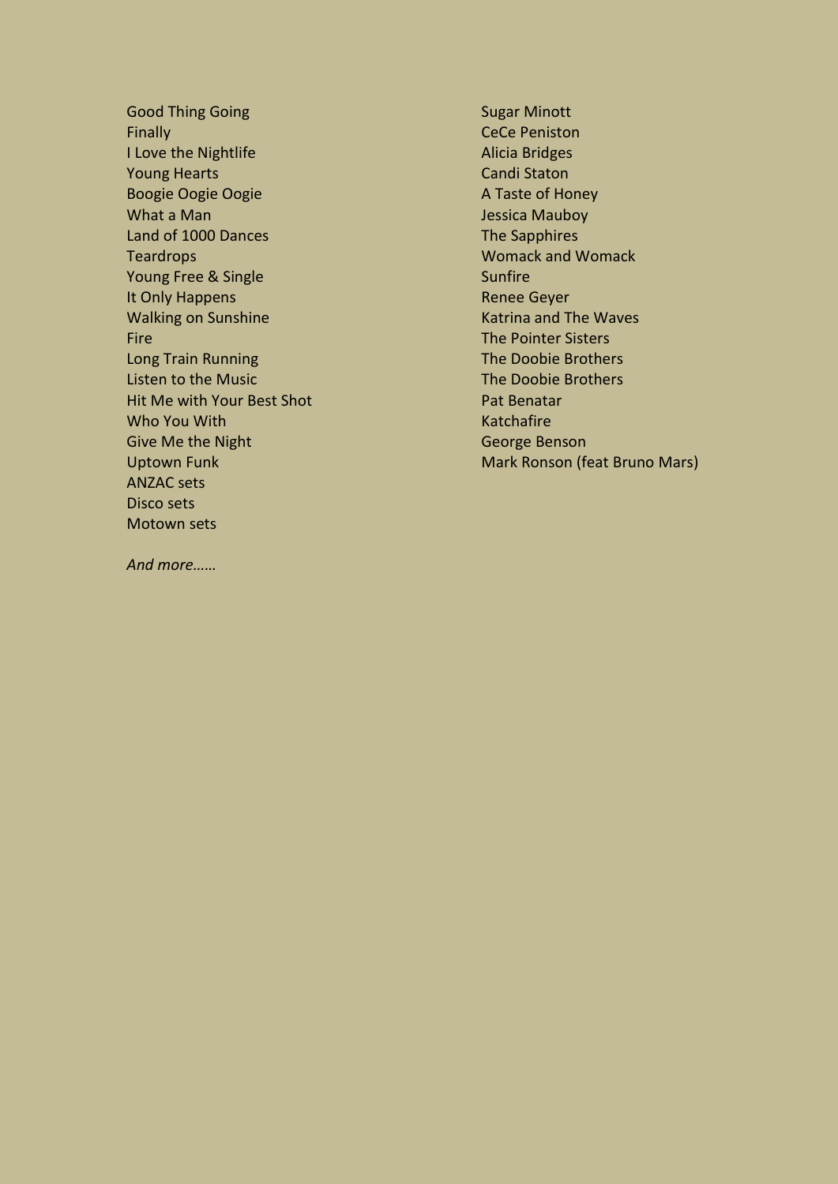| | |
|---|---|
| Good Thing Going | Sugar Minott |
| Finally | CeCe Peniston |
| I Love the Nightlife | Alicia Bridges |
| Young Hearts | Candi Staton |
| Boogie Oogie Oogie | A Taste of Honey |
| What a Man | Jessica Mauboy |
| Land of 1000 Dances | The Sapphires |
| Teardrops | Womack and Womack |
| Young Free & Single | Sunfire |
| It Only Happens | Renee Geyer |
| Walking on Sunshine | Katrina and The Waves |
| Fire | The Pointer Sisters |
| Long Train Running | The Doobie Brothers |
| Listen to the Music | The Doobie Brothers |
| Hit Me with Your Best Shot | Pat Benatar |
| Who You With | Katchafire |
| Give Me the Night | George Benson |
| Uptown Funk | Mark Ronson (feat Bruno Mars) |
| ANZAC sets | |
| Disco sets | |
| Motown sets | |

*And more……*